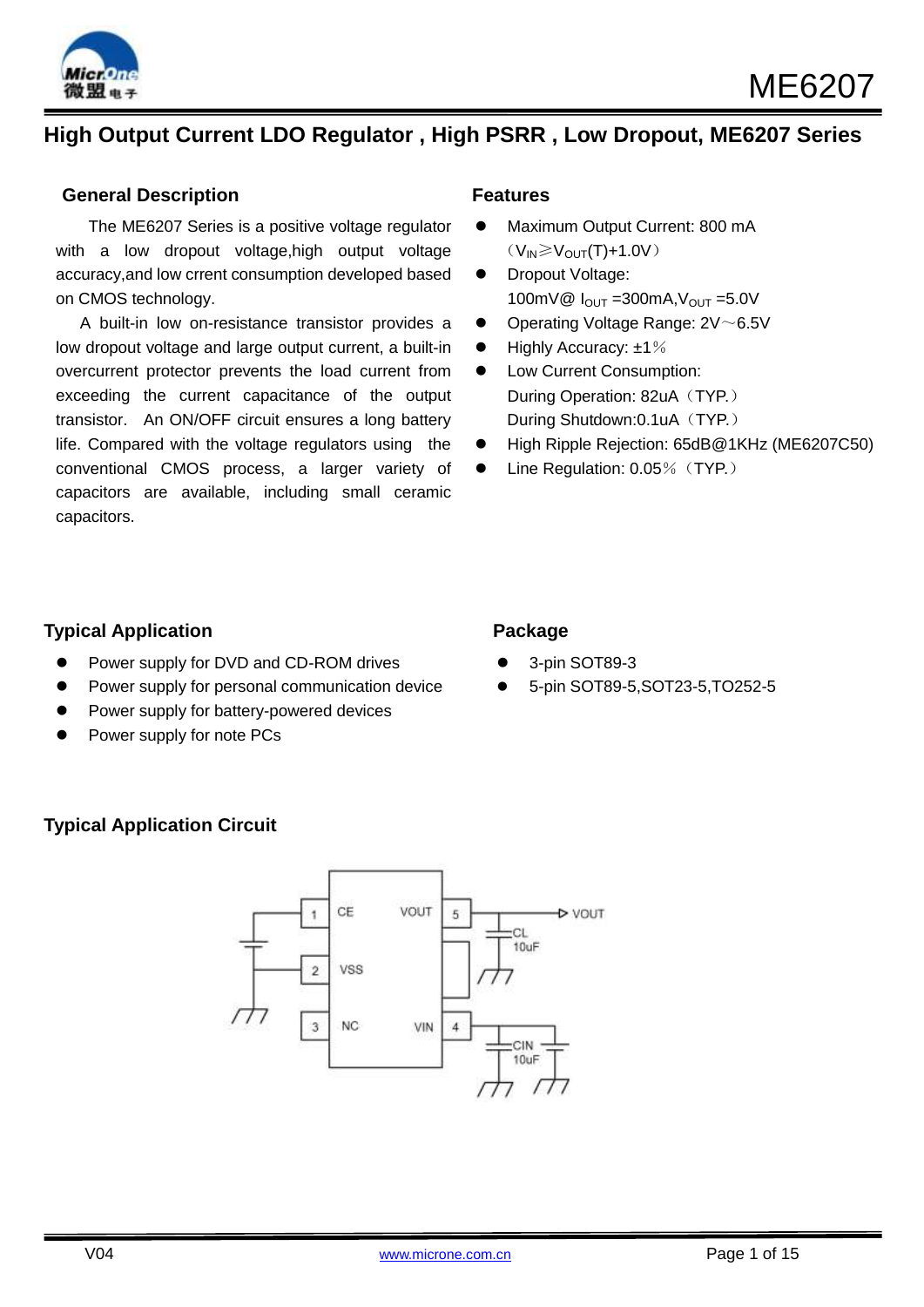# ME6207

## High Output Current LDO Regulator , High PSRR , Low Dropout, ME6207 Series

### General Description

The ME6207 Series is a positive voltage regulator with a low dropout voltage,high output voltage accuracy,and low crrent consumption developed based on CMOS technology.

A built-in low on-resistance transistor provides a low dropout voltage and large output current, a built-in overcurrent protector prevents the load current from exceeding the current capacitance of the output transistor. An ON/OFF circuit ensures a long battery life. Compared with the voltage regulators using the conventional CMOS process, a larger variety of capacitors are available, including small ceramic capacitors.

### Features

- Maximum Output Current: 800 mA （$V_{IN}$≥$V_{OUT}$(T)+1.0V）
- Dropout Voltage: 100mV@ $I_{OUT}$ =300mA,$V_{OUT}$ =5.0V
- Operating Voltage Range: 2V～6.5V
- Highly Accuracy: ±1％
- Low Current Consumption: During Operation: 82uA（TYP.） During Shutdown:0.1uA（TYP.）
- High Ripple Rejection: 65dB@1KHz (ME6207C50)
- Line Regulation: 0.05％（TYP.）

### Typical Application

- Power supply for DVD and CD-ROM drives
- Power supply for personal communication device
- Power supply for battery-powered devices
- Power supply for note PCs

### Package

- 3-pin SOT89-3
- 5-pin SOT89-5,SOT23-5,TO252-5

### Typical Application Circuit

1 CE
2 VSS
3 NC
VOUT 5
VIN 4
VOUT
CL 10uF
CIN 10uF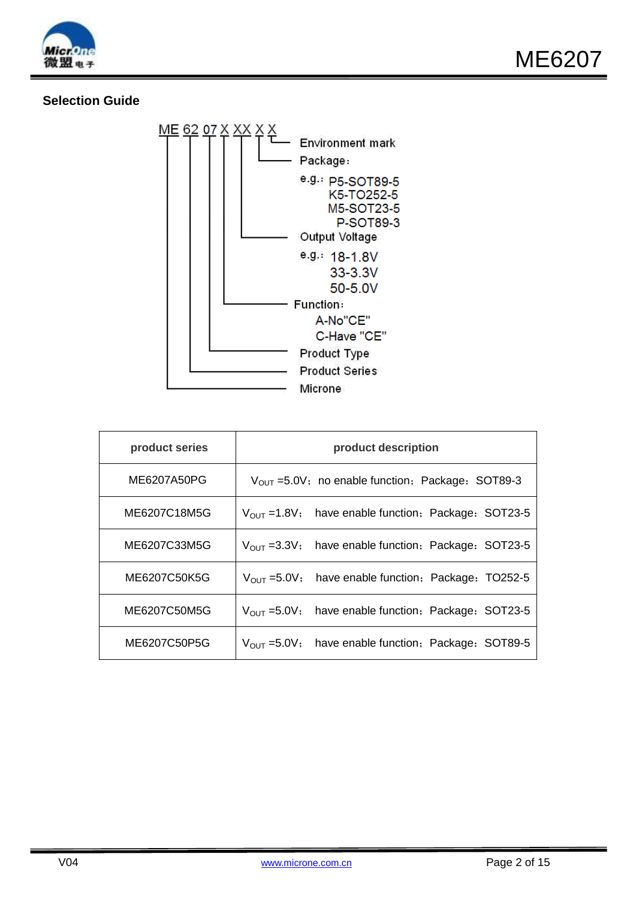## Selection Guide

ME 62 07 X XX X X

- Environment mark
- Package:
  - e.g.: P5-SOT89-5
  - K5-TO252-5
  - M5-SOT23-5
  - P-SOT89-3
- Output Voltage
  - e.g.: 18-1.8V
  - 33-3.3V
  - 50-5.0V
- Function:
  - A-No"CE"
  - C-Have "CE"
- Product Type
- Product Series
- Microne

| product series | product description |
|---|---|
| ME6207A50PG | $V_{OUT}$ =5.0V；no enable function；Package：SOT89-3 |
| ME6207C18M5G | $V_{OUT}$ =1.8V； have enable function；Package：SOT23-5 |
| ME6207C33M5G | $V_{OUT}$ =3.3V； have enable function；Package：SOT23-5 |
| ME6207C50K5G | $V_{OUT}$ =5.0V； have enable function；Package：TO252-5 |
| ME6207C50M5G | $V_{OUT}$ =5.0V； have enable function；Package：SOT23-5 |
| ME6207C50P5G | $V_{OUT}$ =5.0V； have enable function；Package：SOT89-5 |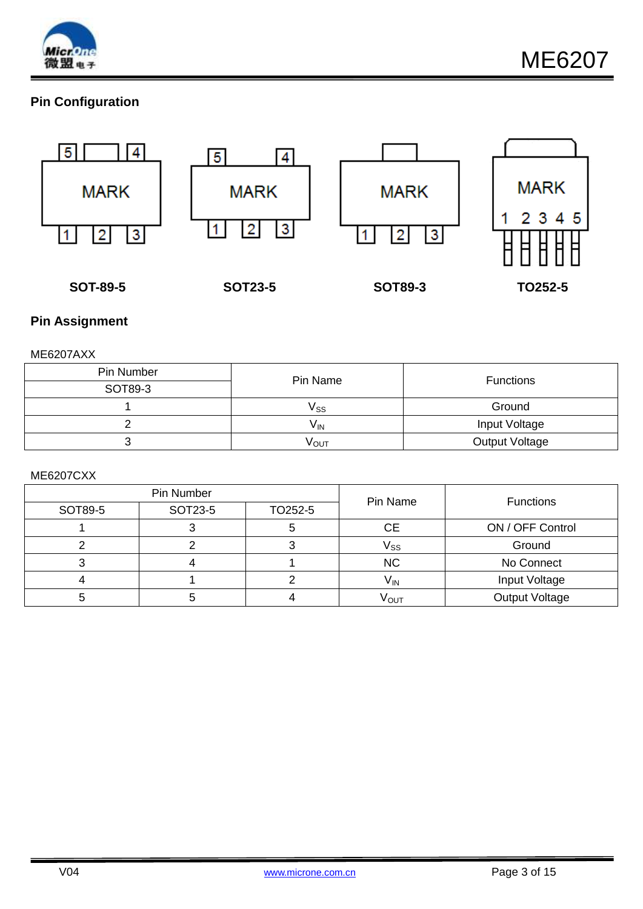## Pin Configuration

MARK

SOT-89-5

SOT23-5

SOT89-3

TO252-5

## Pin Assignment

ME6207AXX

| Pin Number | Pin Name | Functions |
|---|---|---|
| SOT89-3 | | |
| 1 | $V_{SS}$ | Ground |
| 2 | $V_{IN}$ | Input Voltage |
| 3 | $V_{OUT}$ | Output Voltage |

ME6207CXX

| Pin Number | | | Pin Name | Functions |
|---|---|---|---|---|
| SOT89-5 | SOT23-5 | TO252-5 | | |
| 1 | 3 | 5 | CE | ON / OFF Control |
| 2 | 2 | 3 | $V_{SS}$ | Ground |
| 3 | 4 | 1 | NC | No Connect |
| 4 | 1 | 2 | $V_{IN}$ | Input Voltage |
| 5 | 5 | 4 | $V_{OUT}$ | Output Voltage |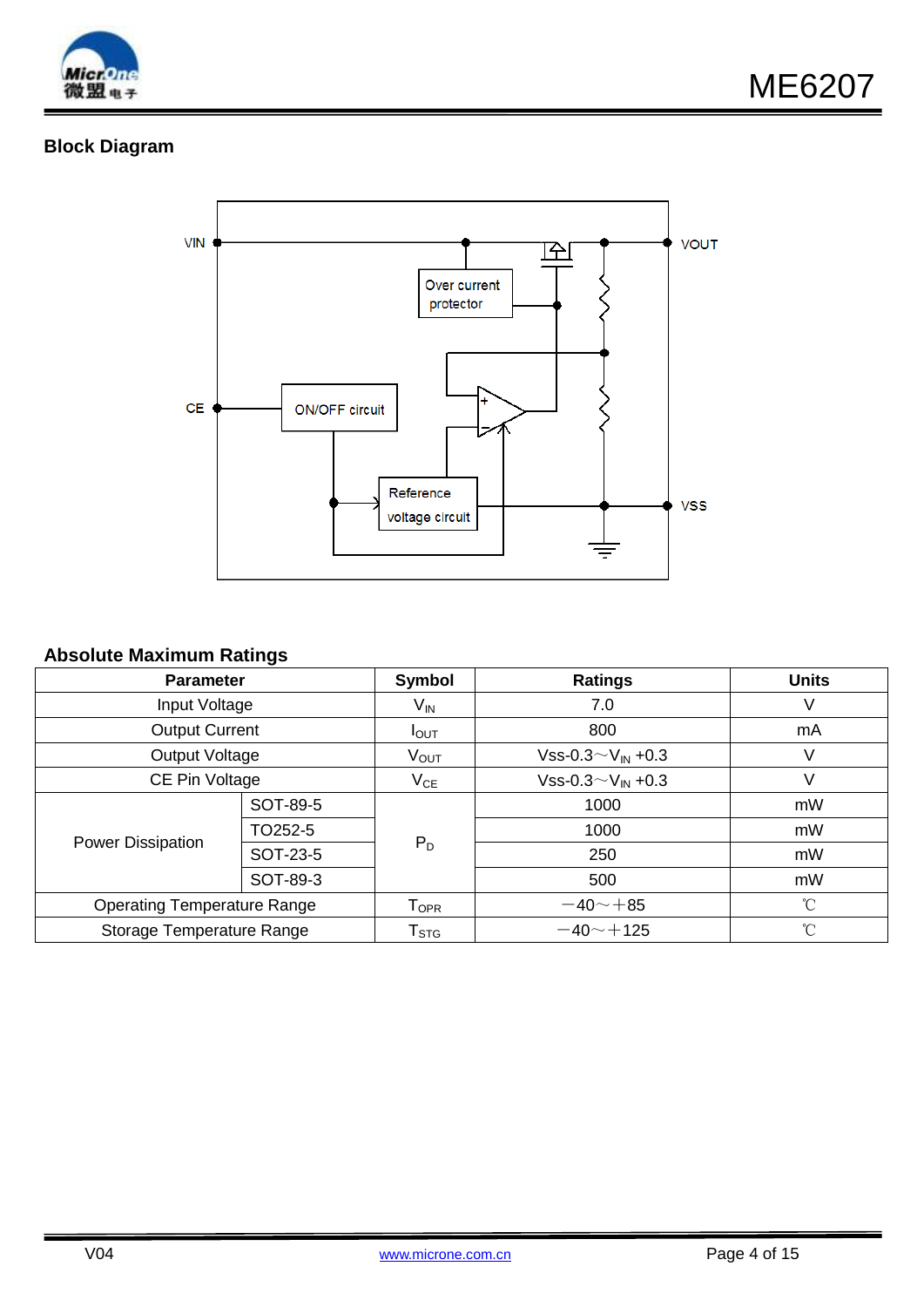## Block Diagram

VIN

CE

ON/OFF circuit

Over current protector

Reference voltage circuit

VOUT

VSS

## Absolute Maximum Ratings

| Parameter | | Symbol | Ratings | Units |
|---|---|---|---|---|
| Input Voltage | | $V_{IN}$ | 7.0 | V |
| Output Current | | $I_{OUT}$ | 800 | mA |
| Output Voltage | | $V_{OUT}$ | Vss-0.3～$V_{IN}$ +0.3 | V |
| CE Pin Voltage | | $V_{CE}$ | Vss-0.3～$V_{IN}$ +0.3 | V |
| Power Dissipation | SOT-89-5 | $P_D$ | 1000 | mW |
| | TO252-5 | | 1000 | mW |
| | SOT-23-5 | | 250 | mW |
| | SOT-89-3 | | 500 | mW |
| Operating Temperature Range | | $T_{OPR}$ | －40～＋85 | ℃ |
| Storage Temperature Range | | $T_{STG}$ | －40～＋125 | ℃ |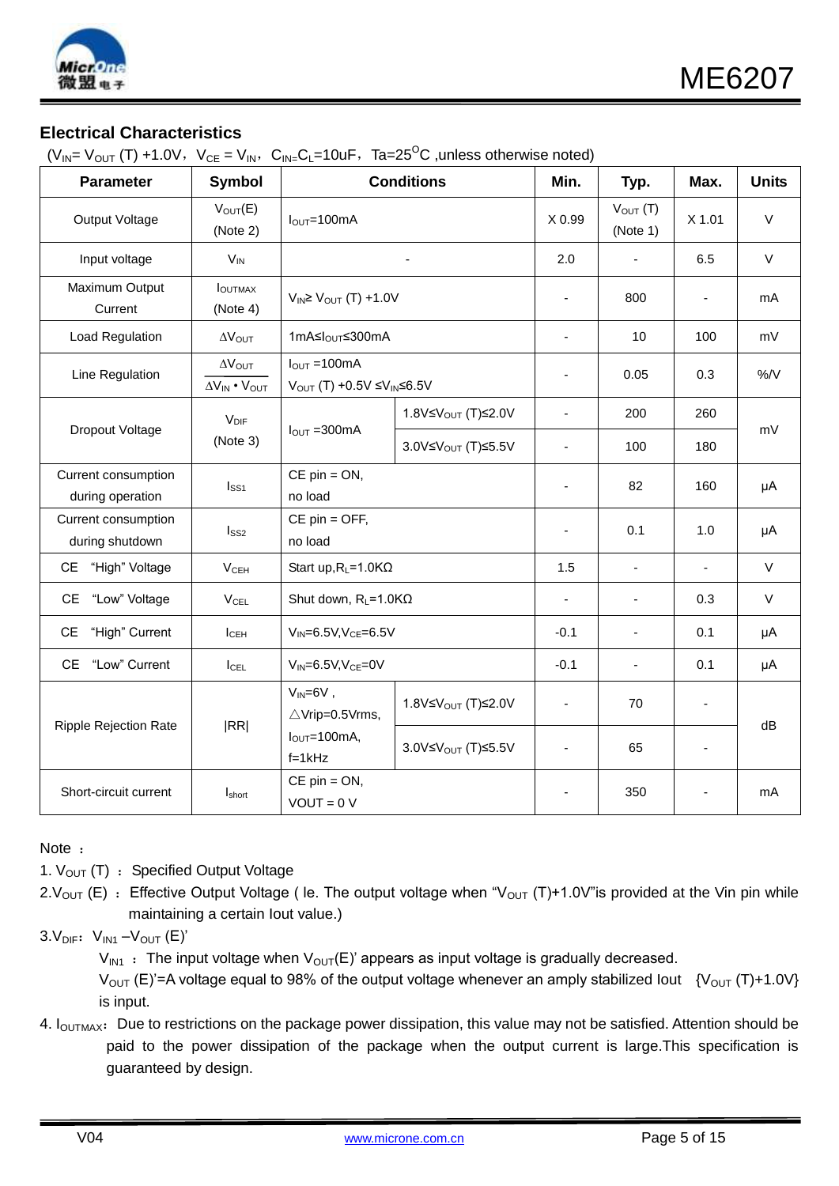## Electrical Characteristics

($V_{IN}$= $V_{OUT}$ (T) +1.0V, $V_{CE}$ = $V_{IN}$, $C_{IN}$=$C_L$=10uF, Ta=25$^{O}$C ,unless otherwise noted)

| Parameter | Symbol | Conditions | | Min. | Typ. | Max. | Units |
|---|---|---|---|---|---|---|---|
| Output Voltage | $V_{OUT}$(E) (Note 2) | $I_{OUT}$=100mA | | X 0.99 | $V_{OUT}$ (T) (Note 1) | X 1.01 | V |
| Input voltage | $V_{IN}$ | - | | 2.0 | - | 6.5 | V |
| Maximum Output Current | $I_{OUTMAX}$ (Note 4) | $V_{IN}$≥ $V_{OUT}$ (T) +1.0V | | - | 800 | - | mA |
| Load Regulation | $\Delta V_{OUT}$ | 1mA≤$I_{OUT}$≤300mA | | - | 10 | 100 | mV |
| Line Regulation | $\frac{\Delta V_{OUT}}{\Delta V_{IN} \cdot V_{OUT}}$ | $I_{OUT}$ =100mA $V_{OUT}$ (T) +0.5V ≤$V_{IN}$≤6.5V | | - | 0.05 | 0.3 | %/V |
| Dropout Voltage | $V_{DIF}$ (Note 3) | $I_{OUT}$ =300mA | 1.8V≤$V_{OUT}$ (T)≤2.0V | - | 200 | 260 | mV |
| | | | 3.0V≤$V_{OUT}$ (T)≤5.5V | - | 100 | 180 | |
| Current consumption during operation | $I_{SS1}$ | CE pin = ON, no load | | - | 82 | 160 | μA |
| Current consumption during shutdown | $I_{SS2}$ | CE pin = OFF, no load | | - | 0.1 | 1.0 | μA |
| CE "High" Voltage | $V_{CEH}$ | Start up,$R_L$=1.0KΩ | | 1.5 | - | - | V |
| CE "Low" Voltage | $V_{CEL}$ | Shut down, $R_L$=1.0KΩ | | - | - | 0.3 | V |
| CE "High" Current | $I_{CEH}$ | $V_{IN}$=6.5V,$V_{CE}$=6.5V | | -0.1 | - | 0.1 | μA |
| CE "Low" Current | $I_{CEL}$ | $V_{IN}$=6.5V,$V_{CE}$=0V | | -0.1 | - | 0.1 | μA |
| Ripple Rejection Rate | \|RR\| | $V_{IN}$=6V , △Vrip=0.5Vrms, $I_{OUT}$=100mA, f=1kHz | 1.8V≤$V_{OUT}$ (T)≤2.0V | - | 70 | - | dB |
| | | | 3.0V≤$V_{OUT}$ (T)≤5.5V | - | 65 | - | |
| Short-circuit current | $I_{short}$ | CE pin = ON, VOUT = 0 V | | - | 350 | - | mA |

Note :

1. $V_{OUT}$ (T) : Specified Output Voltage
2. $V_{OUT}$ (E) : Effective Output Voltage ( Ie. The output voltage when "$V_{OUT}$ (T)+1.0V"is provided at the Vin pin while maintaining a certain Iout value.)
3. $V_{DIF}$: $V_{IN1}$ –$V_{OUT}$ (E)'

   $V_{IN1}$ : The input voltage when $V_{OUT}$(E)' appears as input voltage is gradually decreased.

   $V_{OUT}$ (E)'=A voltage equal to 98% of the output voltage whenever an amply stabilized Iout {$V_{OUT}$ (T)+1.0V} is input.
4. $I_{OUTMAX}$: Due to restrictions on the package power dissipation, this value may not be satisfied. Attention should be paid to the power dissipation of the package when the output current is large.This specification is guaranteed by design.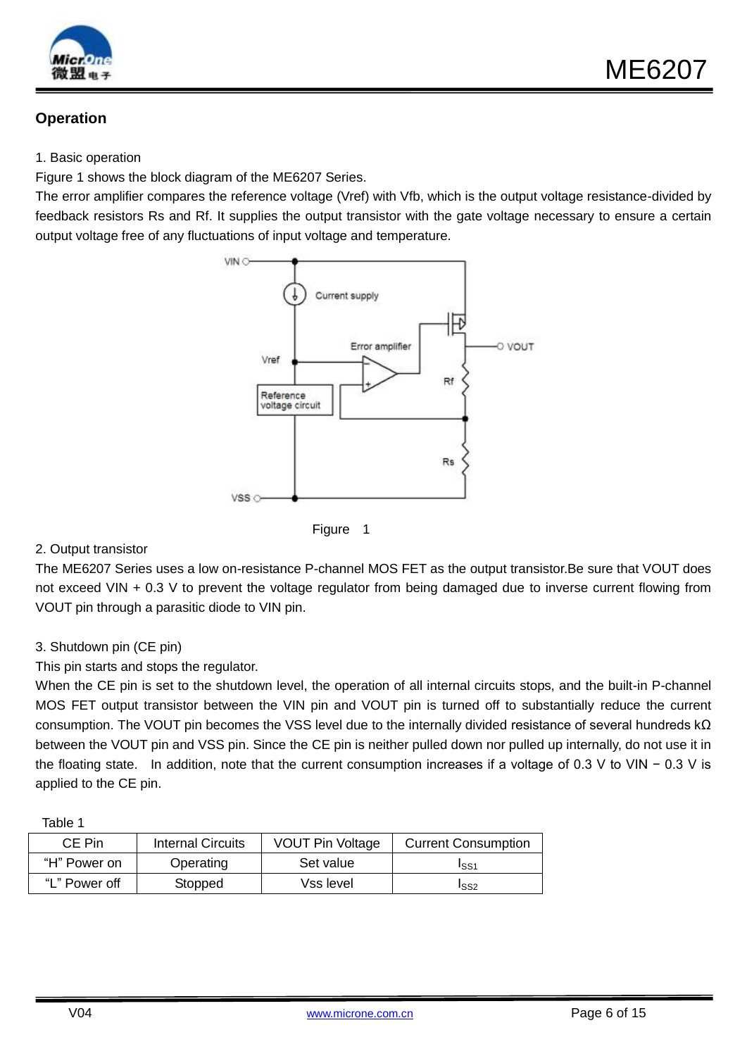## Operation

1. Basic operation

Figure 1 shows the block diagram of the ME6207 Series.

The error amplifier compares the reference voltage (Vref) with Vfb, which is the output voltage resistance-divided by feedback resistors Rs and Rf. It supplies the output transistor with the gate voltage necessary to ensure a certain output voltage free of any fluctuations of input voltage and temperature.

VIN
Current supply
Error amplifier
VOUT
Vref
Reference voltage circuit
Rf
Rs
VSS

Figure 1

2. Output transistor

The ME6207 Series uses a low on-resistance P-channel MOS FET as the output transistor.Be sure that VOUT does not exceed VIN + 0.3 V to prevent the voltage regulator from being damaged due to inverse current flowing from VOUT pin through a parasitic diode to VIN pin.

3. Shutdown pin (CE pin)

This pin starts and stops the regulator.

When the CE pin is set to the shutdown level, the operation of all internal circuits stops, and the built-in P-channel MOS FET output transistor between the VIN pin and VOUT pin is turned off to substantially reduce the current consumption. The VOUT pin becomes the VSS level due to the internally divided resistance of several hundreds kΩ between the VOUT pin and VSS pin. Since the CE pin is neither pulled down nor pulled up internally, do not use it in the floating state. In addition, note that the current consumption increases if a voltage of 0.3 V to VIN − 0.3 V is applied to the CE pin.

Table 1

| CE Pin | Internal Circuits | VOUT Pin Voltage | Current Consumption |
|---|---|---|---|
| "H" Power on | Operating | Set value | $I_{SS1}$ |
| "L" Power off | Stopped | Vss level | $I_{SS2}$ |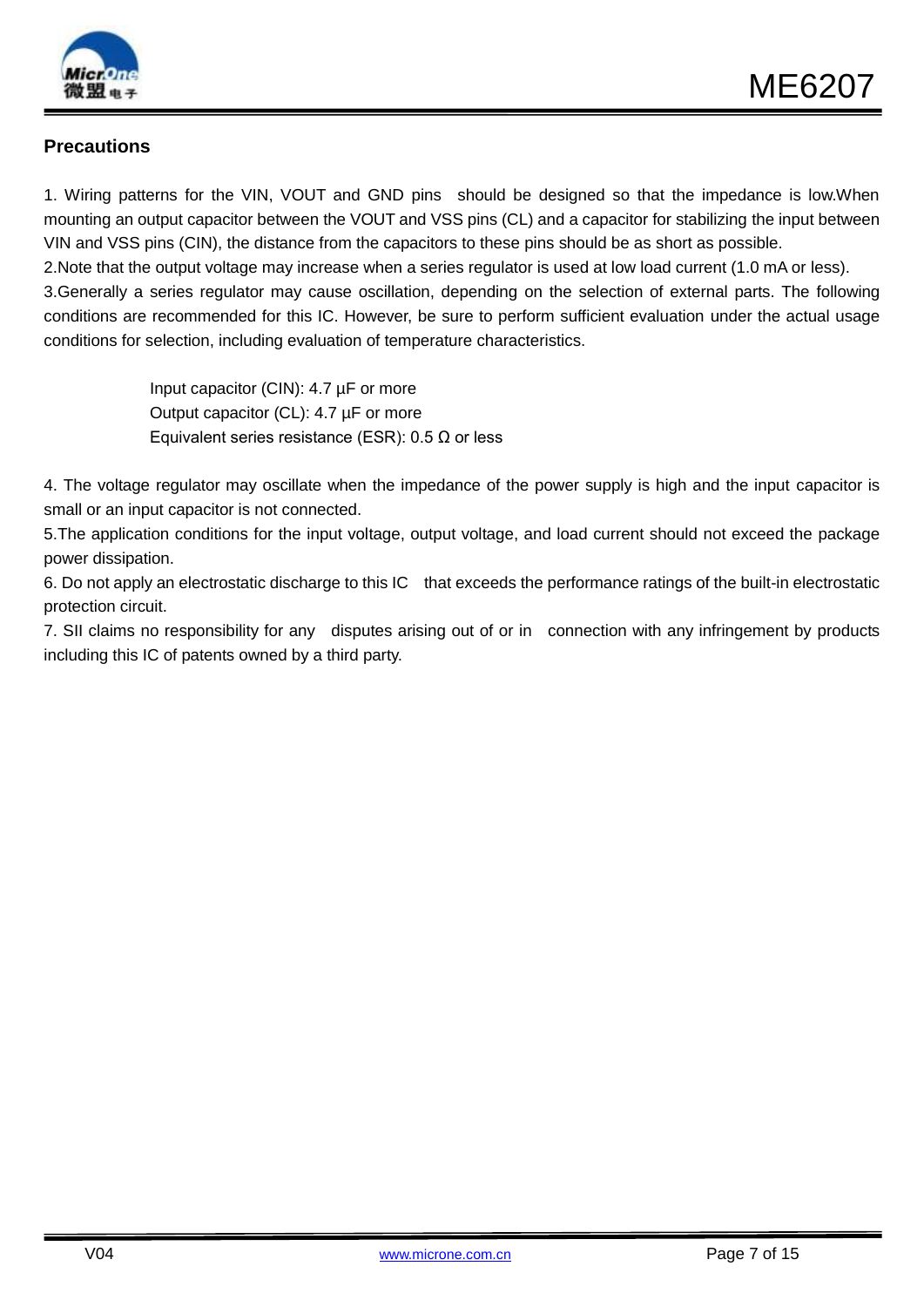## Precautions

1. Wiring patterns for the VIN, VOUT and GND pins should be designed so that the impedance is low.When mounting an output capacitor between the VOUT and VSS pins (CL) and a capacitor for stabilizing the input between VIN and VSS pins (CIN), the distance from the capacitors to these pins should be as short as possible.
2.Note that the output voltage may increase when a series regulator is used at low load current (1.0 mA or less).
3.Generally a series regulator may cause oscillation, depending on the selection of external parts. The following conditions are recommended for this IC. However, be sure to perform sufficient evaluation under the actual usage conditions for selection, including evaluation of temperature characteristics.

Input capacitor (CIN): 4.7 µF or more
Output capacitor (CL): 4.7 µF or more
Equivalent series resistance (ESR): 0.5 Ω or less

4. The voltage regulator may oscillate when the impedance of the power supply is high and the input capacitor is small or an input capacitor is not connected.
5.The application conditions for the input voltage, output voltage, and load current should not exceed the package power dissipation.
6. Do not apply an electrostatic discharge to this IC that exceeds the performance ratings of the built-in electrostatic protection circuit.
7. SII claims no responsibility for any disputes arising out of or in connection with any infringement by products including this IC of patents owned by a third party.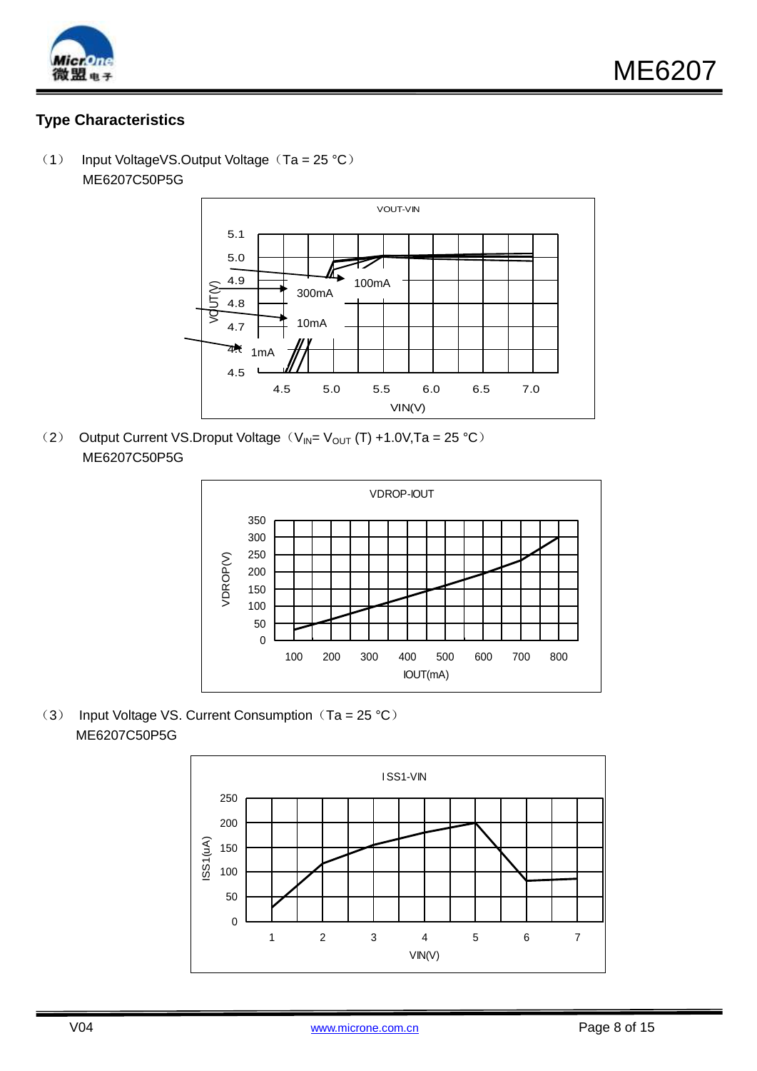## Type Characteristics

（1） Input VoltageVS.Output Voltage（Ta = 25 °C）
ME6207C50P5G

VOUT-VIN

5.1
5.0
4.9
4.8
4.7
4.6
4.5

VOUT(V)

100mA
300mA
10mA
1mA

4.5 5.0 5.5 6.0 6.5 7.0

VIN(V)

（2） Output Current VS.Droput Voltage（$V_{IN}$= $V_{OUT}$ (T) +1.0V,Ta = 25 °C）
ME6207C50P5G

VDROP-IOUT

350
300
250
200
150
100
50
0

VDROP(V)

100 200 300 400 500 600 700 800

IOUT(mA)

（3） Input Voltage VS. Current Consumption（Ta = 25 °C）
ME6207C50P5G

I SS1-VIN

250
200
150
100
50
0

ISS1(uA)

1 2 3 4 5 6 7

VIN(V)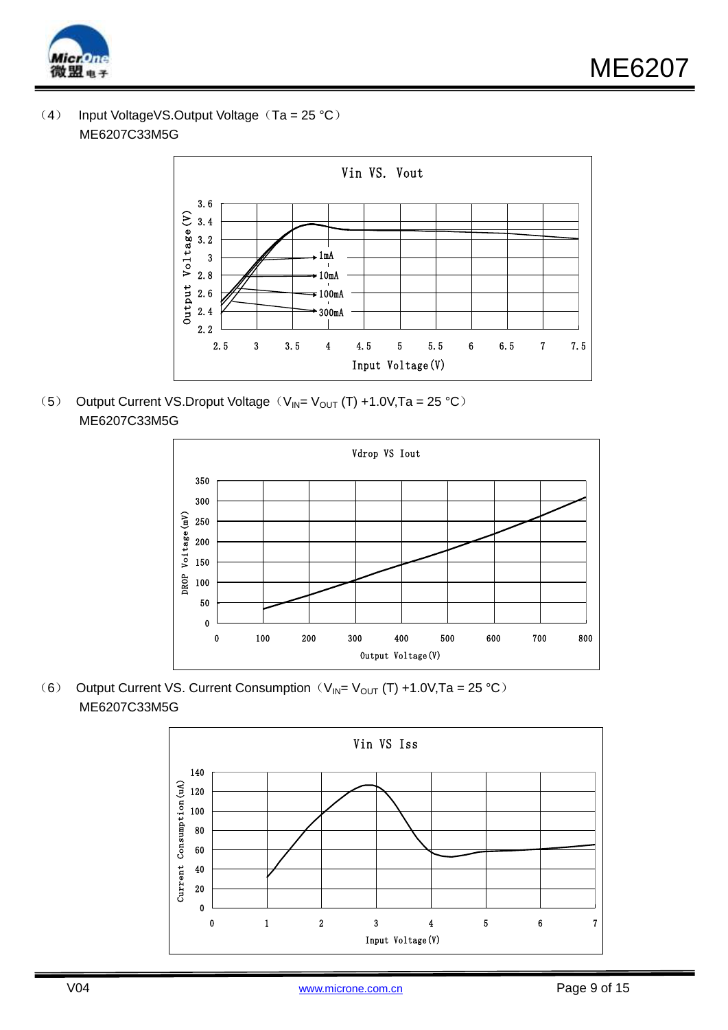（4） Input VoltageVS.Output Voltage（Ta = 25 °C）
ME6207C33M5G

Vin VS. Vout

Output Voltage (V)

3.6
3.4
3.2
3
2.8
2.6
2.4
2.2

1mA
10mA
100mA
300mA

2.5 3 3.5 4 4.5 5 5.5 6 6.5 7 7.5

Input Voltage(V)

（5） Output Current VS.Droput Voltage（$V_{IN}$= $V_{OUT}$ (T) +1.0V,Ta = 25 °C）
ME6207C33M5G

Vdrop VS Iout

DROP Voltage(mV)

350
300
250
200
150
100
50
0

0 100 200 300 400 500 600 700 800

Output Voltage(V)

（6） Output Current VS. Current Consumption（$V_{IN}$= $V_{OUT}$ (T) +1.0V,Ta = 25 °C）
ME6207C33M5G

Vin VS Iss

Current Consumption(uA)

140
120
100
80
60
40
20
0

0 1 2 3 4 5 6 7

Input Voltage(V)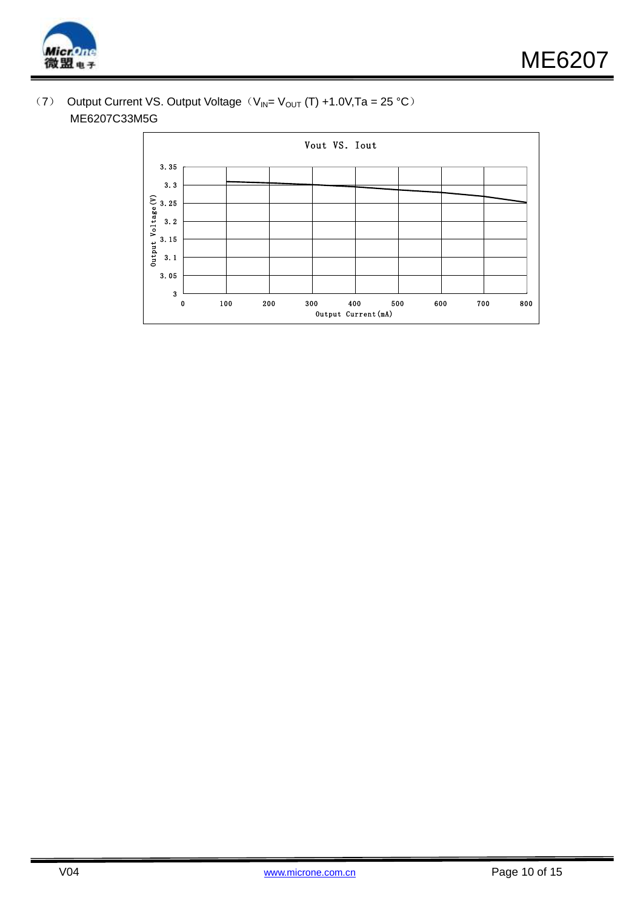（7） Output Current VS. Output Voltage（$V_{IN}$= $V_{OUT}$ (T) +1.0V,Ta = 25 °C）
ME6207C33M5G

Vout VS. Iout

Output Voltage (V)

3.35
3.3
3.25
3.2
3.15
3.1
3.05
3

0 100 200 300 400 500 600 700 800

Output Current (mA)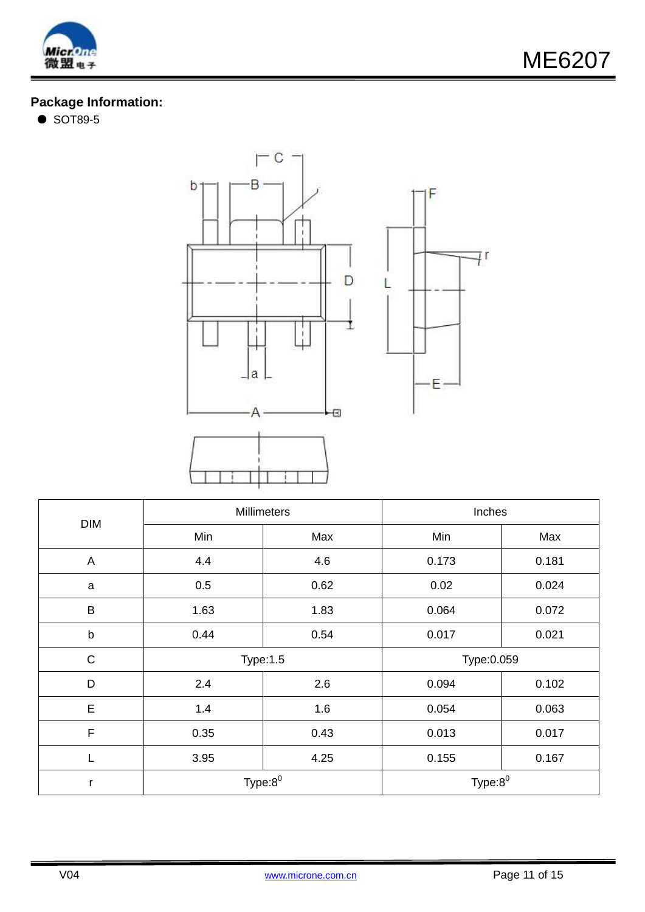## Package Information:

- SOT89-5

<table>
<tr><th rowspan="2">DIM</th><th colspan="2">Millimeters</th><th colspan="2">Inches</th></tr>
<tr><th>Min</th><th>Max</th><th>Min</th><th>Max</th></tr>
<tr><td>A</td><td>4.4</td><td>4.6</td><td>0.173</td><td>0.181</td></tr>
<tr><td>a</td><td>0.5</td><td>0.62</td><td>0.02</td><td>0.024</td></tr>
<tr><td>B</td><td>1.63</td><td>1.83</td><td>0.064</td><td>0.072</td></tr>
<tr><td>b</td><td>0.44</td><td>0.54</td><td>0.017</td><td>0.021</td></tr>
<tr><td>C</td><td colspan="2">Type:1.5</td><td colspan="2">Type:0.059</td></tr>
<tr><td>D</td><td>2.4</td><td>2.6</td><td>0.094</td><td>0.102</td></tr>
<tr><td>E</td><td>1.4</td><td>1.6</td><td>0.054</td><td>0.063</td></tr>
<tr><td>F</td><td>0.35</td><td>0.43</td><td>0.013</td><td>0.017</td></tr>
<tr><td>L</td><td>3.95</td><td>4.25</td><td>0.155</td><td>0.167</td></tr>
<tr><td>r</td><td colspan="2">Type:8$^0$</td><td colspan="2">Type:8$^0$</td></tr>
</table>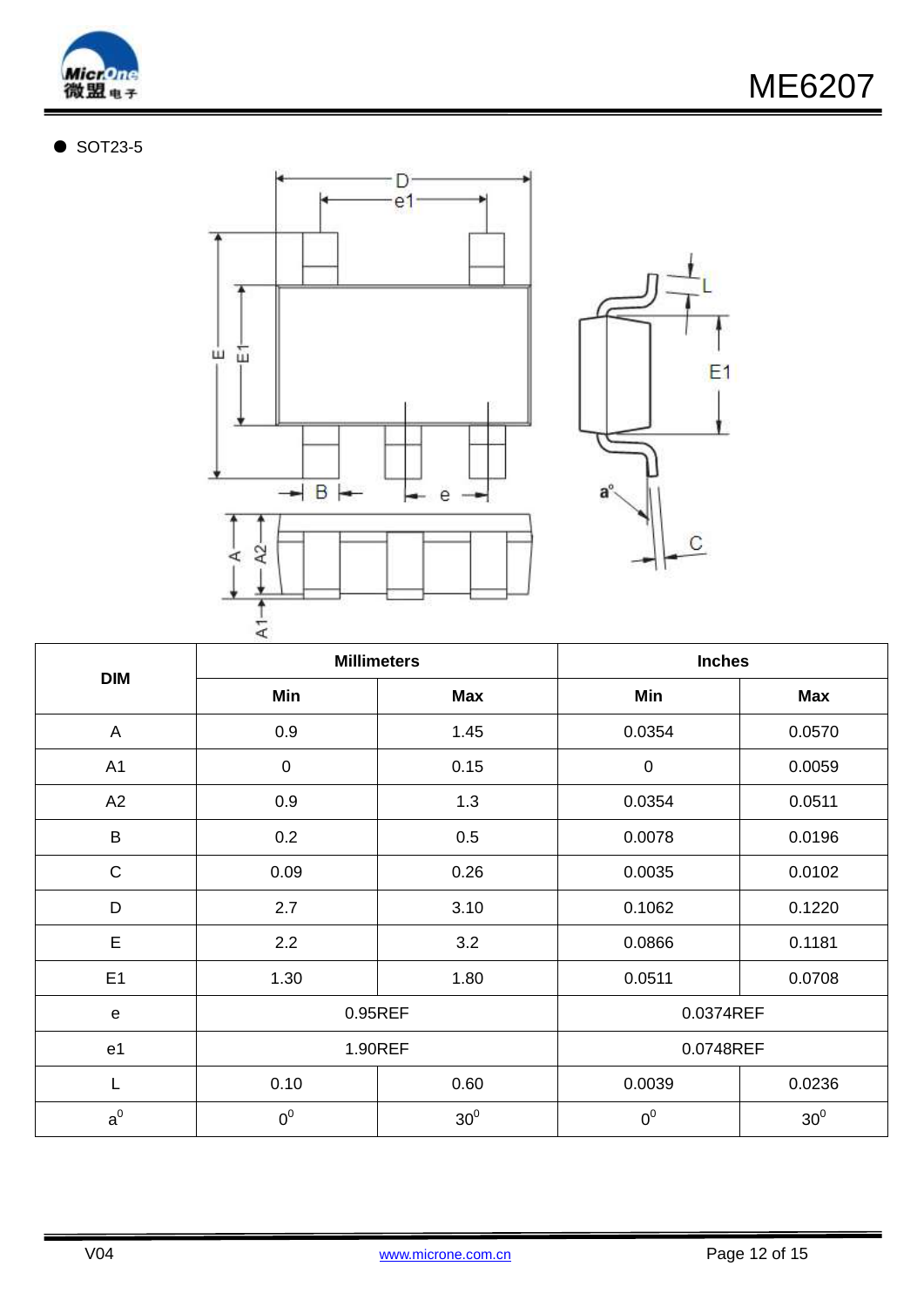- SOT23-5

D
e1
E
E1
B
e
A
A2
A1
L
E1
a°
C

| DIM | Millimeters | | Inches | |
|---|---|---|---|---|
| | Min | Max | Min | Max |
| A | 0.9 | 1.45 | 0.0354 | 0.0570 |
| A1 | 0 | 0.15 | 0 | 0.0059 |
| A2 | 0.9 | 1.3 | 0.0354 | 0.0511 |
| B | 0.2 | 0.5 | 0.0078 | 0.0196 |
| C | 0.09 | 0.26 | 0.0035 | 0.0102 |
| D | 2.7 | 3.10 | 0.1062 | 0.1220 |
| E | 2.2 | 3.2 | 0.0866 | 0.1181 |
| E1 | 1.30 | 1.80 | 0.0511 | 0.0708 |
| e | 0.95REF | | 0.0374REF | |
| e1 | 1.90REF | | 0.0748REF | |
| L | 0.10 | 0.60 | 0.0039 | 0.0236 |
| $a^0$ | $0^0$ | $30^0$ | $0^0$ | $30^0$ |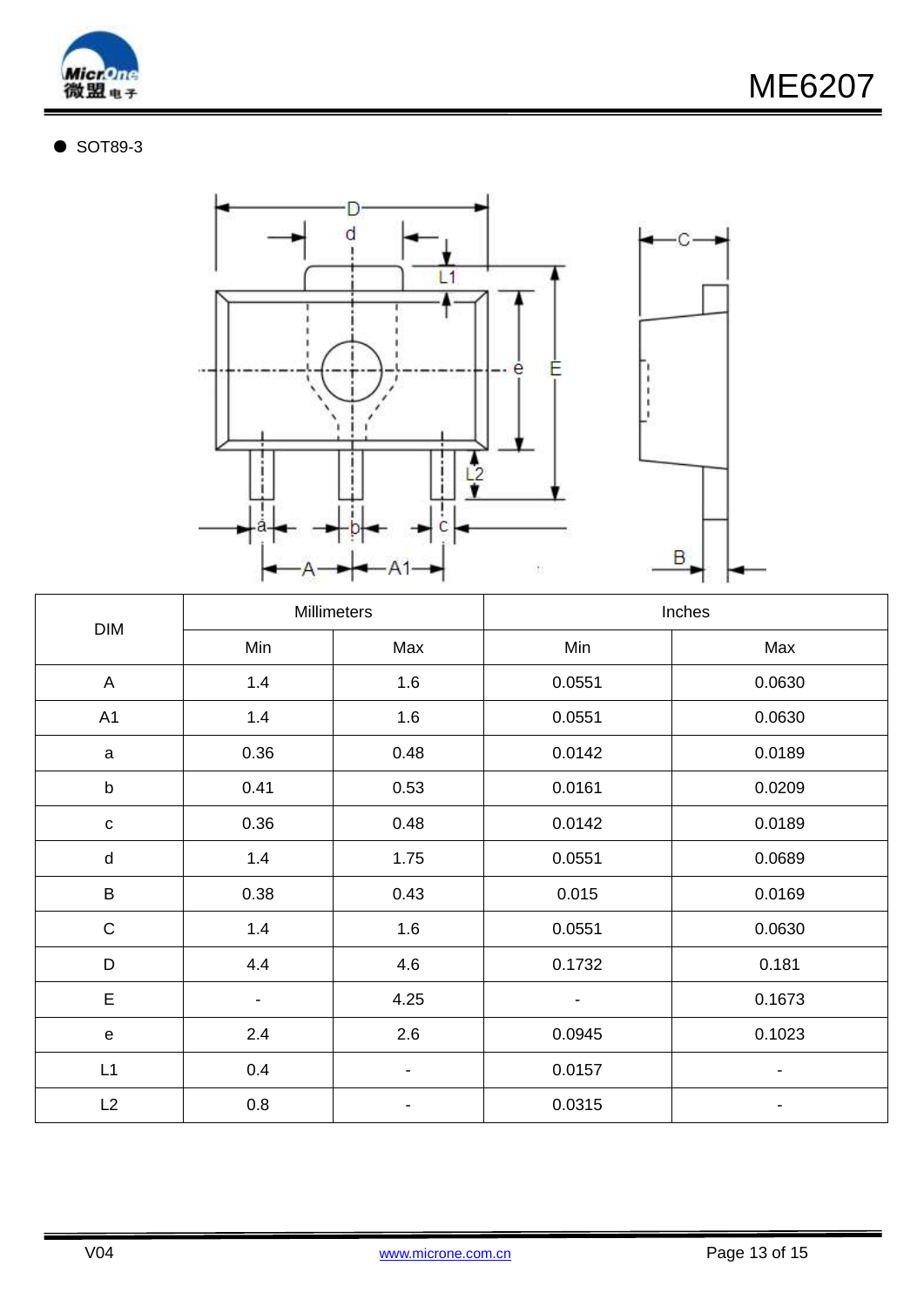- SOT89-3

D
d
L1
e
E
L2
a
b
c
A
A1
C
B

| DIM | Millimeters | | Inches | |
|---|---|---|---|---|
| | Min | Max | Min | Max |
| A | 1.4 | 1.6 | 0.0551 | 0.0630 |
| A1 | 1.4 | 1.6 | 0.0551 | 0.0630 |
| a | 0.36 | 0.48 | 0.0142 | 0.0189 |
| b | 0.41 | 0.53 | 0.0161 | 0.0209 |
| c | 0.36 | 0.48 | 0.0142 | 0.0189 |
| d | 1.4 | 1.75 | 0.0551 | 0.0689 |
| B | 0.38 | 0.43 | 0.015 | 0.0169 |
| C | 1.4 | 1.6 | 0.0551 | 0.0630 |
| D | 4.4 | 4.6 | 0.1732 | 0.181 |
| E | - | 4.25 | - | 0.1673 |
| e | 2.4 | 2.6 | 0.0945 | 0.1023 |
| L1 | 0.4 | - | 0.0157 | - |
| L2 | 0.8 | - | 0.0315 | - |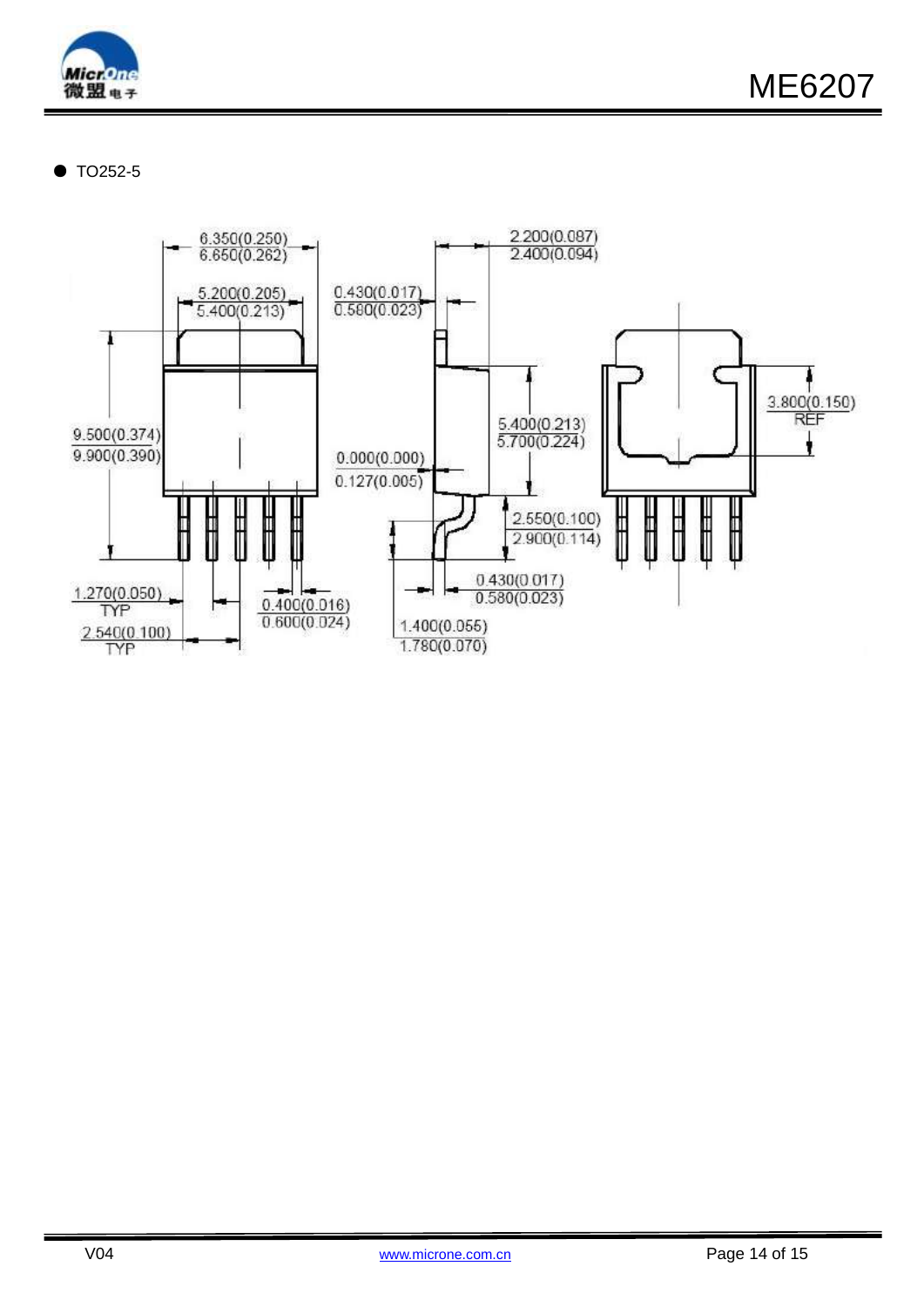- TO252-5

6.350(0.250)
6.650(0.262)

5.200(0.205)
5.400(0.213)

0.430(0.017)
0.580(0.023)

2.200(0.087)
2.400(0.094)

9.500(0.374)
9.900(0.390)

0.000(0.000)
0.127(0.005)

5.400(0.213)
5.700(0.224)

3.800(0.150)
REF

2.550(0.100)
2.900(0.114)

1.270(0.050)
TYP

2.540(0.100)
TYP

0.400(0.016)
0.600(0.024)

0.430(0.017)
0.580(0.023)

1.400(0.055)
1.780(0.070)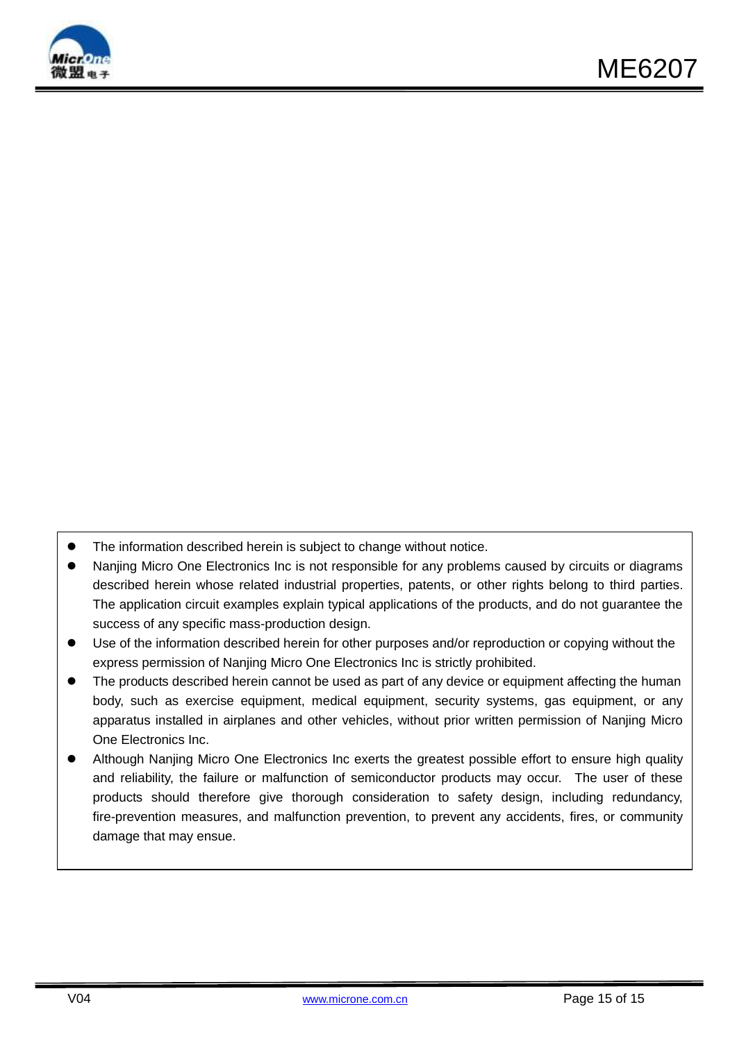- The information described herein is subject to change without notice.
- Nanjing Micro One Electronics Inc is not responsible for any problems caused by circuits or diagrams described herein whose related industrial properties, patents, or other rights belong to third parties. The application circuit examples explain typical applications of the products, and do not guarantee the success of any specific mass-production design.
- Use of the information described herein for other purposes and/or reproduction or copying without the express permission of Nanjing Micro One Electronics Inc is strictly prohibited.
- The products described herein cannot be used as part of any device or equipment affecting the human body, such as exercise equipment, medical equipment, security systems, gas equipment, or any apparatus installed in airplanes and other vehicles, without prior written permission of Nanjing Micro One Electronics Inc.
- Although Nanjing Micro One Electronics Inc exerts the greatest possible effort to ensure high quality and reliability, the failure or malfunction of semiconductor products may occur. The user of these products should therefore give thorough consideration to safety design, including redundancy, fire-prevention measures, and malfunction prevention, to prevent any accidents, fires, or community damage that may ensue.